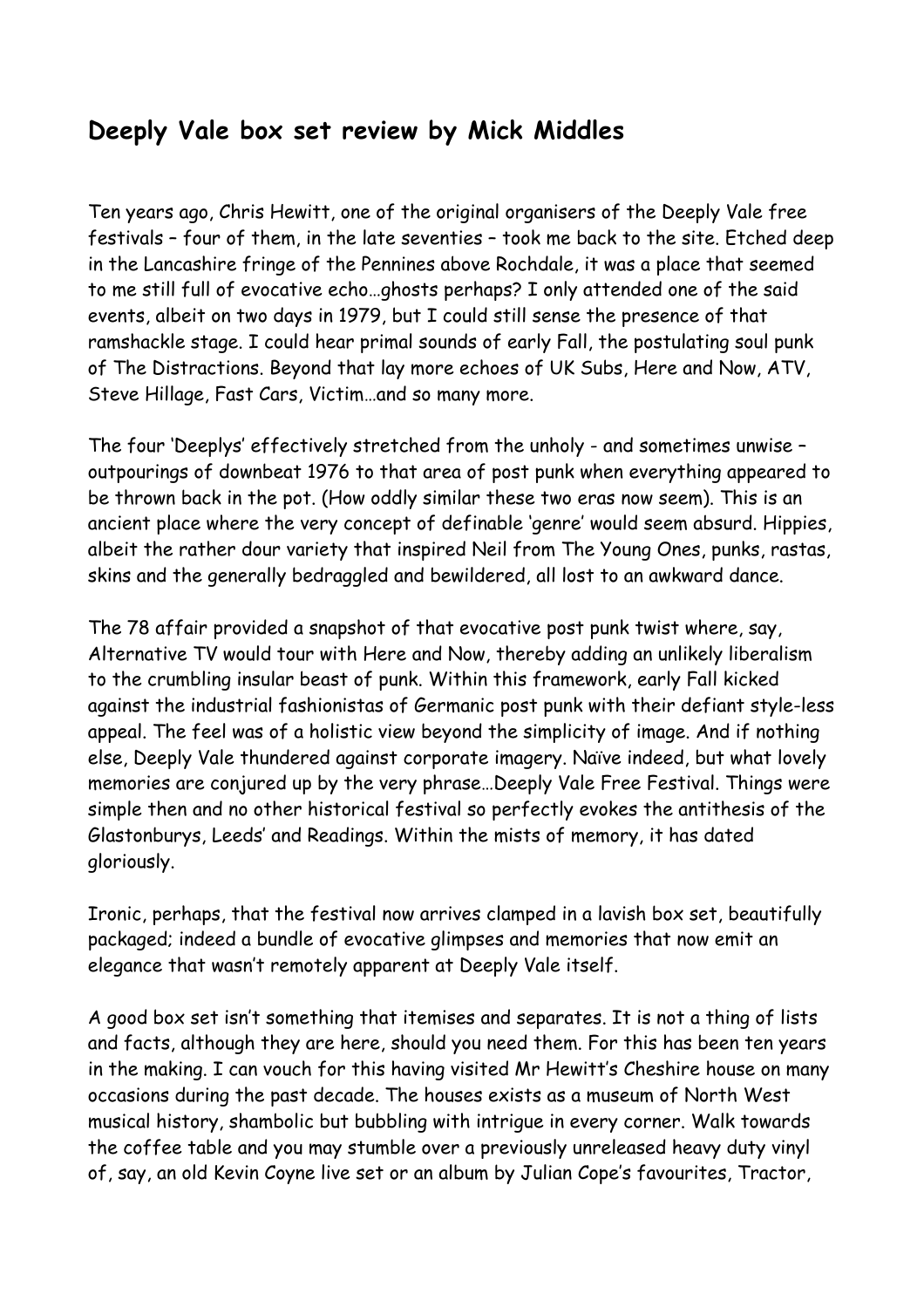## Deeply Vale box set review by Mick Middles

Ten years ago, Chris Hewitt, one of the original organisers of the Deeply Vale free festivals – four of them, in the late seventies – took me back to the site. Etched deep in the Lancashire fringe of the Pennines above Rochdale, it was a place that seemed to me still full of evocative echo…ghosts perhaps? I only attended one of the said events, albeit on two days in 1979, but I could still sense the presence of that ramshackle stage. I could hear primal sounds of early Fall, the postulating soul punk of The Distractions. Beyond that lay more echoes of UK Subs, Here and Now, ATV, Steve Hillage, Fast Cars, Victim…and so many more.

The four 'Deeplys' effectively stretched from the unholy - and sometimes unwise – outpourings of downbeat 1976 to that area of post punk when everything appeared to be thrown back in the pot. (How oddly similar these two eras now seem). This is an ancient place where the very concept of definable 'genre' would seem absurd. Hippies, albeit the rather dour variety that inspired Neil from The Young Ones, punks, rastas, skins and the generally bedraggled and bewildered, all lost to an awkward dance.

The 78 affair provided a snapshot of that evocative post punk twist where, say, Alternative TV would tour with Here and Now, thereby adding an unlikely liberalism to the crumbling insular beast of punk. Within this framework, early Fall kicked against the industrial fashionistas of Germanic post punk with their defiant style-less appeal. The feel was of a holistic view beyond the simplicity of image. And if nothing else, Deeply Vale thundered against corporate imagery. Naïve indeed, but what lovely memories are conjured up by the very phrase…Deeply Vale Free Festival. Things were simple then and no other historical festival so perfectly evokes the antithesis of the Glastonburys, Leeds' and Readings. Within the mists of memory, it has dated gloriously.

Ironic, perhaps, that the festival now arrives clamped in a lavish box set, beautifully packaged; indeed a bundle of evocative glimpses and memories that now emit an elegance that wasn't remotely apparent at Deeply Vale itself.

A good box set isn't something that itemises and separates. It is not a thing of lists and facts, although they are here, should you need them. For this has been ten years in the making. I can vouch for this having visited Mr Hewitt's Cheshire house on many occasions during the past decade. The houses exists as a museum of North West musical history, shambolic but bubbling with intrigue in every corner. Walk towards the coffee table and you may stumble over a previously unreleased heavy duty vinyl of, say, an old Kevin Coyne live set or an album by Julian Cope's favourites, Tractor,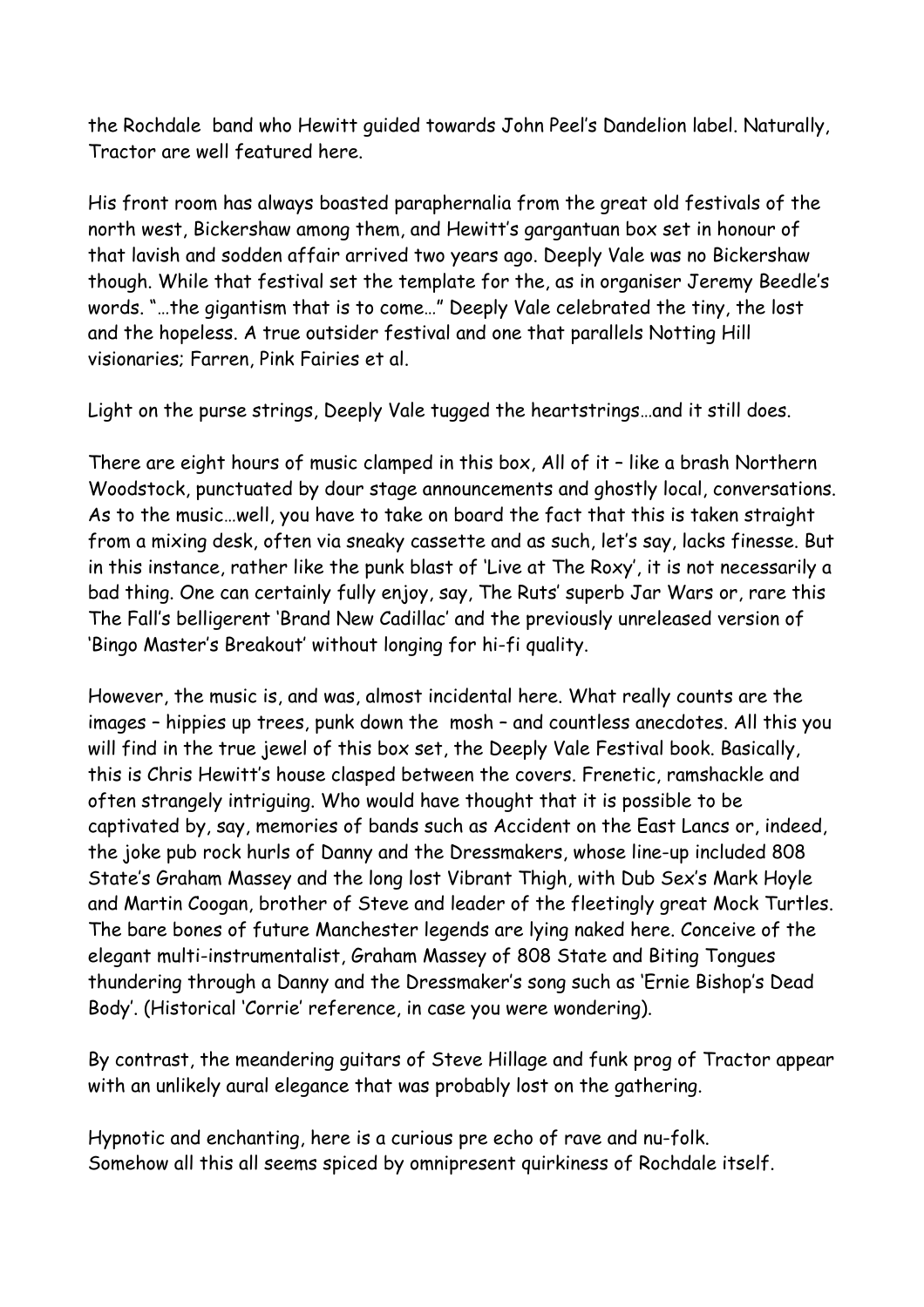the Rochdale  band who Hewitt guided towards John Peel's Dandelion label. Naturally, Tractor are well featured here.

His front room has always boasted paraphernalia from the great old festivals of the north west, Bickershaw among them, and Hewitt's gargantuan box set in honour of that lavish and sodden affair arrived two years ago. Deeply Vale was no Bickershaw though. While that festival set the template for the, as in organiser Jeremy Beedle's words. "…the gigantism that is to come…" Deeply Vale celebrated the tiny, the lost and the hopeless. A true outsider festival and one that parallels Notting Hill visionaries; Farren, Pink Fairies et al.

Light on the purse strings, Deeply Vale tugged the heartstrings…and it still does.

There are eight hours of music clamped in this box, All of it – like a brash Northern Woodstock, punctuated by dour stage announcements and ghostly local, conversations. As to the music…well, you have to take on board the fact that this is taken straight from a mixing desk, often via sneaky cassette and as such, let's say, lacks finesse. But in this instance, rather like the punk blast of 'Live at The Roxy', it is not necessarily a bad thing. One can certainly fully enjoy, say, The Ruts' superb Jar Wars or, rare this The Fall's belligerent 'Brand New Cadillac' and the previously unreleased version of 'Bingo Master's Breakout' without longing for hi-fi quality.

However, the music is, and was, almost incidental here. What really counts are the images – hippies up trees, punk down the  mosh – and countless anecdotes. All this you will find in the true jewel of this box set, the Deeply Vale Festival book. Basically, this is Chris Hewitt's house clasped between the covers. Frenetic, ramshackle and often strangely intriguing. Who would have thought that it is possible to be captivated by, say, memories of bands such as Accident on the East Lancs or, indeed, the joke pub rock hurls of Danny and the Dressmakers, whose line-up included 808 State's Graham Massey and the long lost Vibrant Thigh, with Dub Sex's Mark Hoyle and Martin Coogan, brother of Steve and leader of the fleetingly great Mock Turtles. The bare bones of future Manchester legends are lying naked here. Conceive of the elegant multi-instrumentalist, Graham Massey of 808 State and Biting Tongues thundering through a Danny and the Dressmaker's song such as 'Ernie Bishop's Dead Body'. (Historical 'Corrie' reference, in case you were wondering).

By contrast, the meandering guitars of Steve Hillage and funk prog of Tractor appear with an unlikely aural elegance that was probably lost on the gathering.

Hypnotic and enchanting, here is a curious pre echo of rave and nu-folk.
Somehow all this all seems spiced by omnipresent quirkiness of Rochdale itself.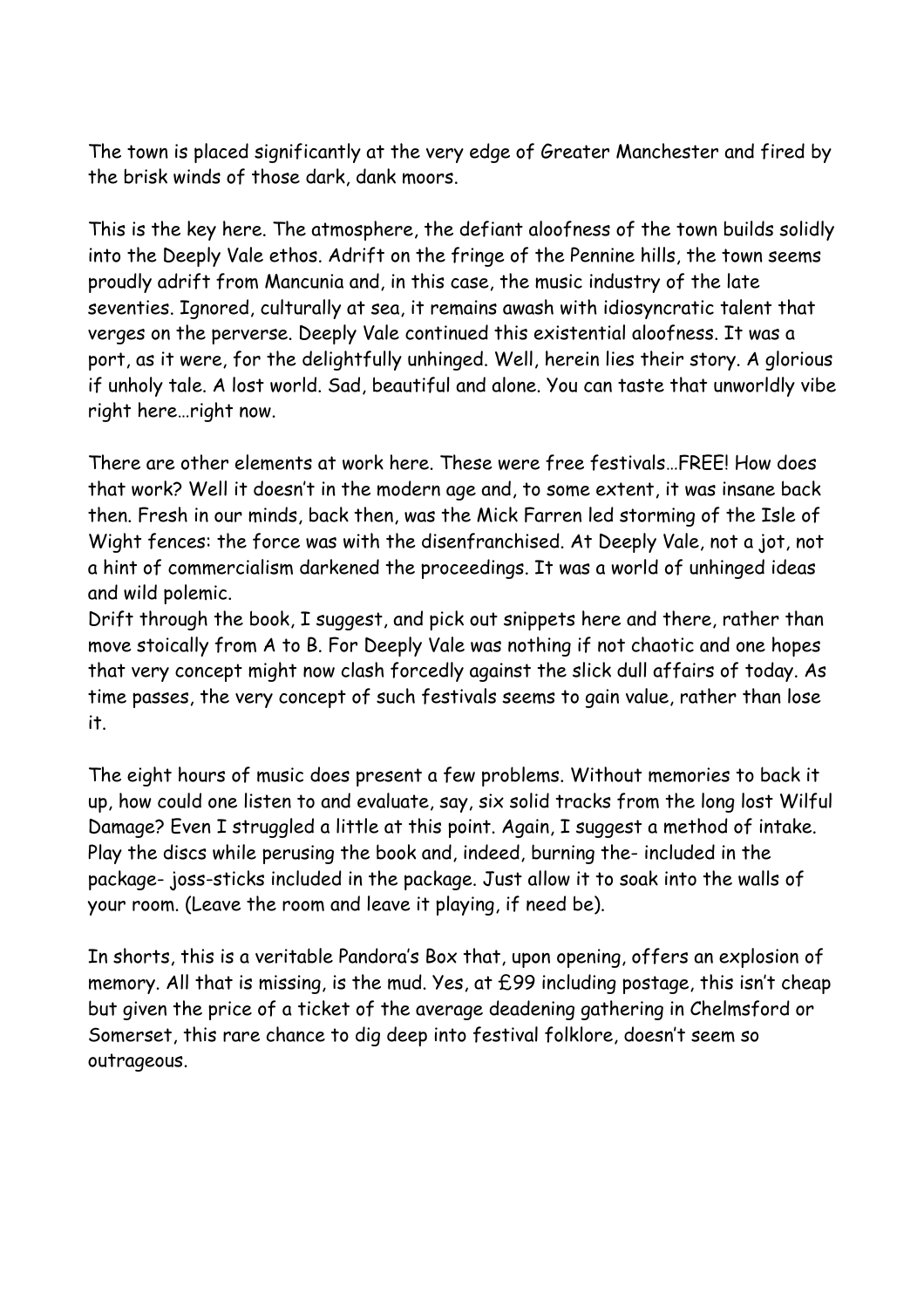The town is placed significantly at the very edge of Greater Manchester and fired by the brisk winds of those dark, dank moors.

This is the key here. The atmosphere, the defiant aloofness of the town builds solidly into the Deeply Vale ethos. Adrift on the fringe of the Pennine hills, the town seems proudly adrift from Mancunia and, in this case, the music industry of the late seventies. Ignored, culturally at sea, it remains awash with idiosyncratic talent that verges on the perverse. Deeply Vale continued this existential aloofness. It was a port, as it were, for the delightfully unhinged. Well, herein lies their story. A glorious if unholy tale. A lost world. Sad, beautiful and alone. You can taste that unworldly vibe right here…right now.

There are other elements at work here. These were free festivals…FREE! How does that work? Well it doesn't in the modern age and, to some extent, it was insane back then. Fresh in our minds, back then, was the Mick Farren led storming of the Isle of Wight fences: the force was with the disenfranchised. At Deeply Vale, not a jot, not a hint of commercialism darkened the proceedings. It was a world of unhinged ideas and wild polemic.
Drift through the book, I suggest, and pick out snippets here and there, rather than move stoically from A to B. For Deeply Vale was nothing if not chaotic and one hopes that very concept might now clash forcedly against the slick dull affairs of today. As time passes, the very concept of such festivals seems to gain value, rather than lose it.

The eight hours of music does present a few problems. Without memories to back it up, how could one listen to and evaluate, say, six solid tracks from the long lost Wilful Damage? Even I struggled a little at this point. Again, I suggest a method of intake. Play the discs while perusing the book and, indeed, burning the- included in the package- joss-sticks included in the package. Just allow it to soak into the walls of your room. (Leave the room and leave it playing, if need be).

In shorts, this is a veritable Pandora's Box that, upon opening, offers an explosion of memory. All that is missing, is the mud. Yes, at £99 including postage, this isn't cheap but given the price of a ticket of the average deadening gathering in Chelmsford or Somerset, this rare chance to dig deep into festival folklore, doesn't seem so outrageous.